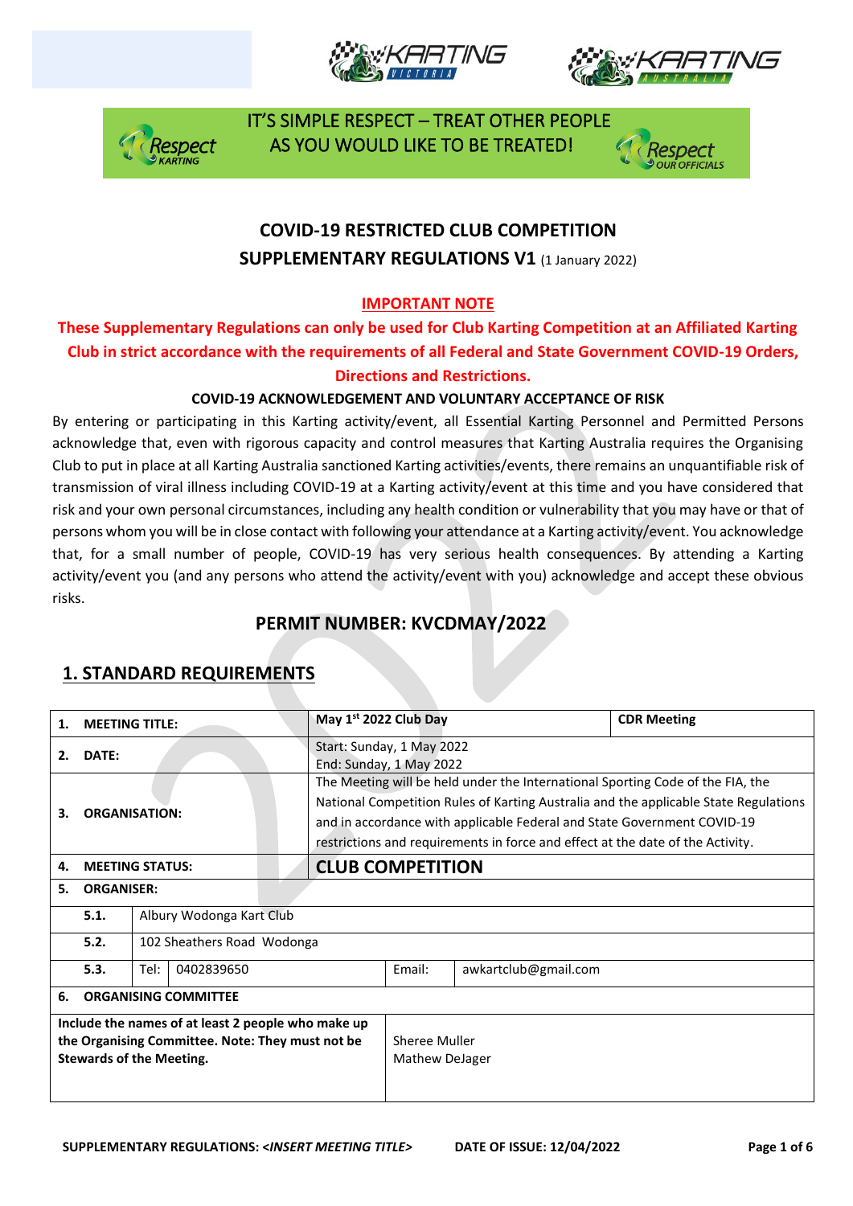IT'S SIMPLE RESPECT – TREAT OTHER PEOPLE AS YOU WOULD LIKE TO BE TREATED!

# COVID-19 RESTRICTED CLUB COMPETITION SUPPLEMENTARY REGULATIONS V1 (1 January 2022)

**IMPORTANT NOTE**

**These Supplementary Regulations can only be used for Club Karting Competition at an Affiliated Karting Club in strict accordance with the requirements of all Federal and State Government COVID-19 Orders, Directions and Restrictions.**

**COVID-19 ACKNOWLEDGEMENT AND VOLUNTARY ACCEPTANCE OF RISK**

By entering or participating in this Karting activity/event, all Essential Karting Personnel and Permitted Persons acknowledge that, even with rigorous capacity and control measures that Karting Australia requires the Organising Club to put in place at all Karting Australia sanctioned Karting activities/events, there remains an unquantifiable risk of transmission of viral illness including COVID-19 at a Karting activity/event at this time and you have considered that risk and your own personal circumstances, including any health condition or vulnerability that you may have or that of persons whom you will be in close contact with following your attendance at a Karting activity/event. You acknowledge that, for a small number of people, COVID-19 has very serious health consequences. By attending a Karting activity/event you (and any persons who attend the activity/event with you) acknowledge and accept these obvious risks.

## PERMIT NUMBER: KVCDMAY/2022

## 1. STANDARD REQUIREMENTS

| | | | | | |
|---|---|---|---|---|---|
| **1.** | **MEETING TITLE:** | | **May 1st 2022 Club Day** | | **CDR Meeting** |
| **2.** | **DATE:** | | Start: Sunday, 1 May 2022<br>End: Sunday, 1 May 2022 | | |
| **3.** | **ORGANISATION:** | | The Meeting will be held under the International Sporting Code of the FIA, the National Competition Rules of Karting Australia and the applicable State Regulations and in accordance with applicable Federal and State Government COVID-19 restrictions and requirements in force and effect at the date of the Activity. | | |
| **4.** | **MEETING STATUS:** | | **CLUB COMPETITION** | | |
| **5.** | **ORGANISER:** | | | | |
| | **5.1.** | Albury Wodonga Kart Club | | | |
| | **5.2.** | 102 Sheathers Road Wodonga | | | |
| | **5.3.** | Tel: 0402839650 | Email: | awkartclub@gmail.com | |
| **6.** | **ORGANISING COMMITTEE** | | | | |
| **Include the names of at least 2 people who make up the Organising Committee. Note: They must not be Stewards of the Meeting.** | | | Sheree Muller<br>Mathew DeJager | | |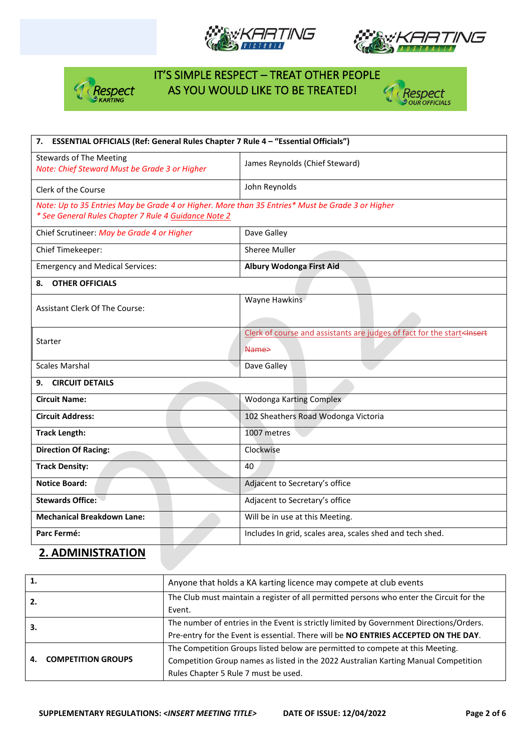IT'S SIMPLE RESPECT – TREAT OTHER PEOPLE AS YOU WOULD LIKE TO BE TREATED!

| 7. ESSENTIAL OFFICIALS (Ref: General Rules Chapter 7 Rule 4 – "Essential Officials") | |
|---|---|
| Stewards of The Meeting *Note: Chief Steward Must be Grade 3 or Higher* | James Reynolds (Chief Steward) |
| Clerk of the Course | John Reynolds |
| *Note: Up to 35 Entries May be Grade 4 or Higher. More than 35 Entries* Must be Grade 3 or Higher* *\* See General Rules Chapter 7 Rule 4 Guidance Note 2* | |
| Chief Scrutineer: *May be Grade 4 or Higher* | Dave Galley |
| Chief Timekeeper: | Sheree Muller |
| Emergency and Medical Services: | **Albury Wodonga First Aid** |
| **8. OTHER OFFICIALS** | |
| Assistant Clerk Of The Course: | Wayne Hawkins |
| Starter | Clerk of course and assistants are judges of fact for the start ~~<Insert Name>~~ |
| Scales Marshal | Dave Galley |
| **9. CIRCUIT DETAILS** | |
| **Circuit Name:** | Wodonga Karting Complex |
| **Circuit Address:** | 102 Sheathers Road Wodonga Victoria |
| **Track Length:** | 1007 metres |
| **Direction Of Racing:** | Clockwise |
| **Track Density:** | 40 |
| **Notice Board:** | Adjacent to Secretary's office |
| **Stewards Office:** | Adjacent to Secretary's office |
| **Mechanical Breakdown Lane:** | Will be in use at this Meeting. |
| **Parc Fermé:** | Includes In grid, scales area, scales shed and tech shed. |

## 2. ADMINISTRATION

| | |
|---|---|
| **1.** | Anyone that holds a KA karting licence may compete at club events |
| **2.** | The Club must maintain a register of all permitted persons who enter the Circuit for the Event. |
| **3.** | The number of entries in the Event is strictly limited by Government Directions/Orders. Pre-entry for the Event is essential. There will be **NO ENTRIES ACCEPTED ON THE DAY**. |
| **4. COMPETITION GROUPS** | The Competition Groups listed below are permitted to compete at this Meeting. Competition Group names as listed in the 2022 Australian Karting Manual Competition Rules Chapter 5 Rule 7 must be used. |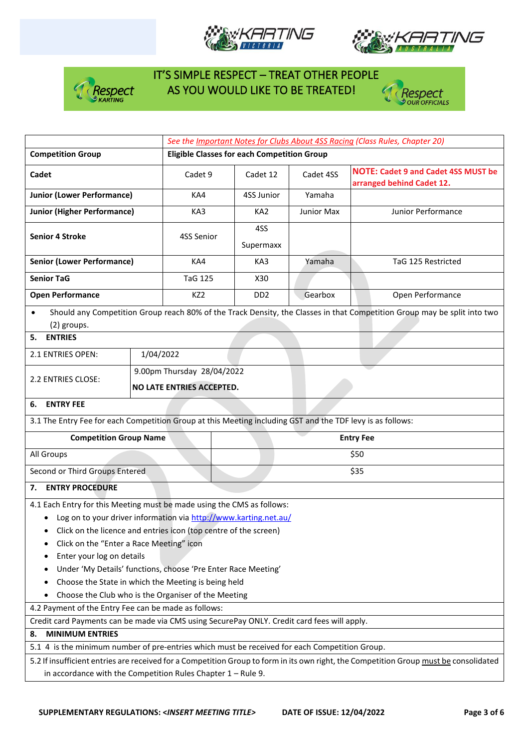IT'S SIMPLE RESPECT – TREAT OTHER PEOPLE AS YOU WOULD LIKE TO BE TREATED!

| | *See the Important Notes for Clubs About 4SS Racing (Class Rules, Chapter 20)* | | | |
|---|---|---|---|---|
| **Competition Group** | **Eligible Classes for each Competition Group** | | | |
| **Cadet** | Cadet 9 | Cadet 12 | Cadet 4SS | **NOTE: Cadet 9 and Cadet 4SS MUST be arranged behind Cadet 12.** |
| **Junior (Lower Performance)** | KA4 | 4SS Junior | Yamaha | |
| **Junior (Higher Performance)** | KA3 | KA2 | Junior Max | Junior Performance |
| **Senior 4 Stroke** | 4SS Senior | 4SS Supermaxx | | |
| **Senior (Lower Performance)** | KA4 | KA3 | Yamaha | TaG 125 Restricted |
| **Senior TaG** | TaG 125 | X30 | | |
| **Open Performance** | KZ2 | DD2 | Gearbox | Open Performance |

- Should any Competition Group reach 80% of the Track Density, the Classes in that Competition Group may be split into two (2) groups.

## 5. ENTRIES

| | |
|---|---|
| 2.1 ENTRIES OPEN: | 1/04/2022 |
| 2.2 ENTRIES CLOSE: | 9.00pm Thursday 28/04/2022<br>**NO LATE ENTRIES ACCEPTED.** |

## 6. ENTRY FEE

3.1 The Entry Fee for each Competition Group at this Meeting including GST and the TDF levy is as follows:

| Competition Group Name | Entry Fee |
|---|---|
| All Groups | $50 |
| Second or Third Groups Entered | $35 |

## 7. ENTRY PROCEDURE

4.1 Each Entry for this Meeting must be made using the CMS as follows:

- Log on to your driver information via http://www.karting.net.au/
- Click on the licence and entries icon (top centre of the screen)
- Click on the "Enter a Race Meeting" icon
- Enter your log on details
- Under 'My Details' functions, choose 'Pre Enter Race Meeting'
- Choose the State in which the Meeting is being held
- Choose the Club who is the Organiser of the Meeting

4.2 Payment of the Entry Fee can be made as follows:

Credit card Payments can be made via CMS using SecurePay ONLY. Credit card fees will apply.

## 8. MINIMUM ENTRIES

5.1 4 is the minimum number of pre-entries which must be received for each Competition Group.

5.2 If insufficient entries are received for a Competition Group to form in its own right, the Competition Group must be consolidated in accordance with the Competition Rules Chapter 1 – Rule 9.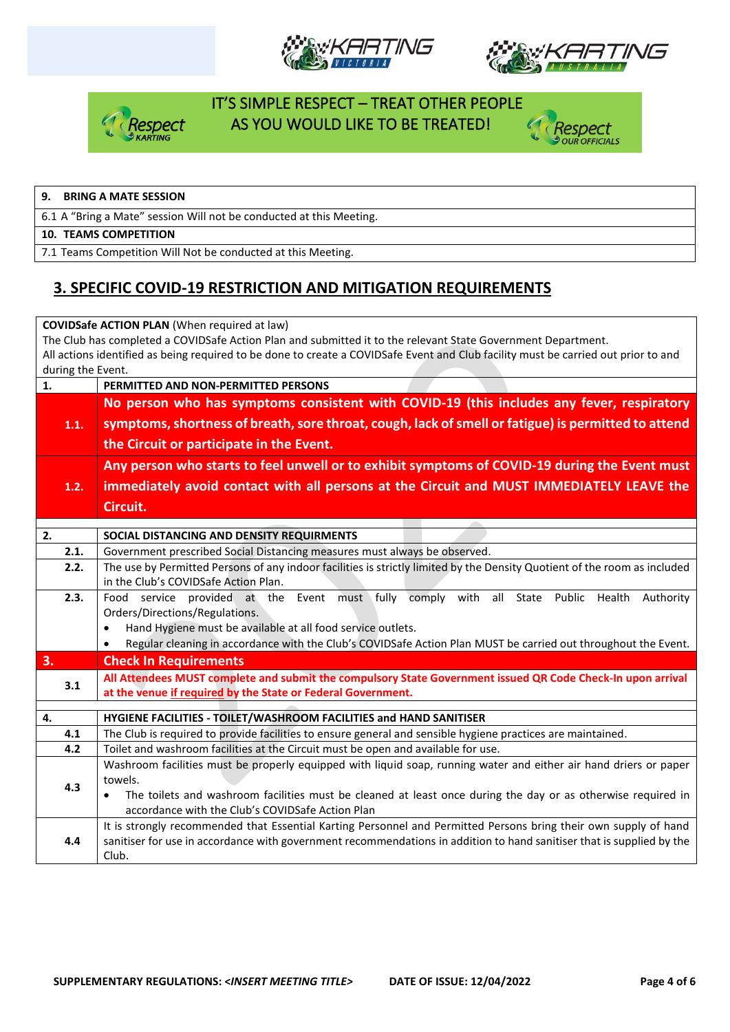IT'S SIMPLE RESPECT – TREAT OTHER PEOPLE AS YOU WOULD LIKE TO BE TREATED!

| **9. BRING A MATE SESSION** |
|---|
| 6.1 A "Bring a Mate" session Will not be conducted at this Meeting. |
| **10. TEAMS COMPETITION** |
| 7.1 Teams Competition Will Not be conducted at this Meeting. |

## 3. SPECIFIC COVID-19 RESTRICTION AND MITIGATION REQUIREMENTS

**COVIDSafe ACTION PLAN** (When required at law)
The Club has completed a COVIDSafe Action Plan and submitted it to the relevant State Government Department.
All actions identified as being required to be done to create a COVIDSafe Event and Club facility must be carried out prior to and during the Event.

| | |
|---|---|
| **1.** | **PERMITTED AND NON-PERMITTED PERSONS** |
| **1.1.** | **No person who has symptoms consistent with COVID-19 (this includes any fever, respiratory symptoms, shortness of breath, sore throat, cough, lack of smell or fatigue) is permitted to attend the Circuit or participate in the Event.** |
| **1.2.** | **Any person who starts to feel unwell or to exhibit symptoms of COVID-19 during the Event must immediately avoid contact with all persons at the Circuit and MUST IMMEDIATELY LEAVE the Circuit.** |
| **2.** | **SOCIAL DISTANCING AND DENSITY REQURIMENTS** |
| **2.1.** | Government prescribed Social Distancing measures must always be observed. |
| **2.2.** | The use by Permitted Persons of any indoor facilities is strictly limited by the Density Quotient of the room as included in the Club's COVIDSafe Action Plan. |
| **2.3.** | Food service provided at the Event must fully comply with all State Public Health Authority Orders/Directions/Regulations.<br>• Hand Hygiene must be available at all food service outlets.<br>• Regular cleaning in accordance with the Club's COVIDSafe Action Plan MUST be carried out throughout the Event. |
| **3.** | **Check In Requirements** |
| **3.1** | **All Attendees MUST complete and submit the compulsory State Government issued QR Code Check-In upon arrival at the venue <u>if required</u> by the State or Federal Government.** |
| **4.** | **HYGIENE FACILITIES - TOILET/WASHROOM FACILITIES and HAND SANITISER** |
| **4.1** | The Club is required to provide facilities to ensure general and sensible hygiene practices are maintained. |
| **4.2** | Toilet and washroom facilities at the Circuit must be open and available for use. |
| **4.3** | Washroom facilities must be properly equipped with liquid soap, running water and either air hand driers or paper towels.<br>• The toilets and washroom facilities must be cleaned at least once during the day or as otherwise required in accordance with the Club's COVIDSafe Action Plan |
| **4.4** | It is strongly recommended that Essential Karting Personnel and Permitted Persons bring their own supply of hand sanitiser for use in accordance with government recommendations in addition to hand sanitiser that is supplied by the Club. |

**SUPPLEMENTARY REGULATIONS: <*INSERT MEETING TITLE*>** **DATE OF ISSUE: 12/04/2022**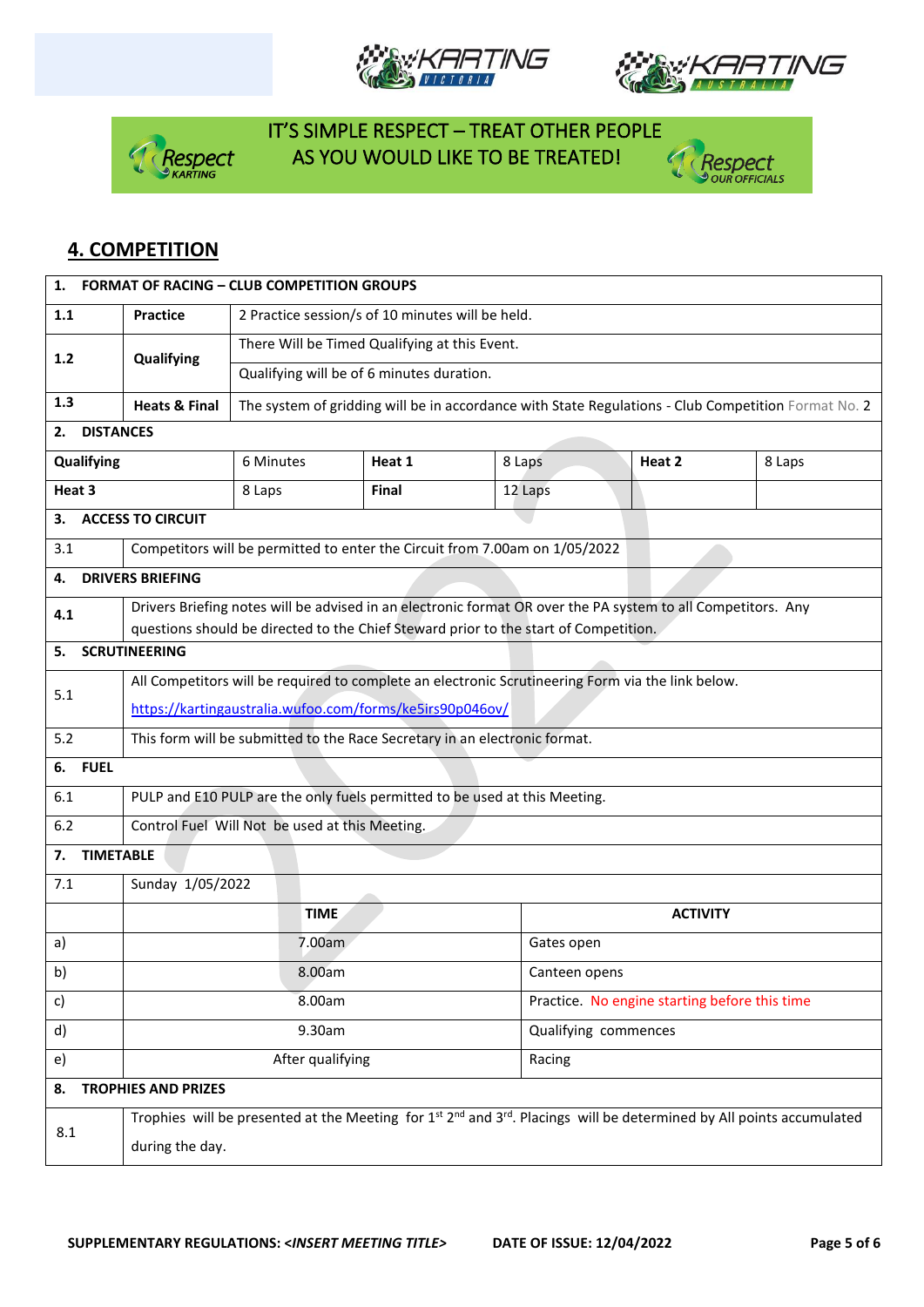IT'S SIMPLE RESPECT – TREAT OTHER PEOPLE AS YOU WOULD LIKE TO BE TREATED!

## 4. COMPETITION

| 1. FORMAT OF RACING – CLUB COMPETITION GROUPS | | | | | |
|---|---|---|---|---|---|
| 1.1 | Practice | 2 Practice session/s of 10 minutes will be held. | | | |
| 1.2 | Qualifying | There Will be Timed Qualifying at this Event. | | | |
| | | Qualifying will be of 6 minutes duration. | | | |
| 1.3 | Heats & Final | The system of gridding will be in accordance with State Regulations - Club Competition Format No. 2 | | | |

| 2. DISTANCES | | | | | |
|---|---|---|---|---|---|
| Qualifying | 6 Minutes | Heat 1 | 8 Laps | Heat 2 | 8 Laps |
| Heat 3 | 8 Laps | Final | 12 Laps | | |

| 3. ACCESS TO CIRCUIT | |
|---|---|
| 3.1 | Competitors will be permitted to enter the Circuit from 7.00am on 1/05/2022 |
| **4. DRIVERS BRIEFING** | |
| 4.1 | Drivers Briefing notes will be advised in an electronic format OR over the PA system to all Competitors. Any questions should be directed to the Chief Steward prior to the start of Competition. |
| **5. SCRUTINEERING** | |
| 5.1 | All Competitors will be required to complete an electronic Scrutineering Form via the link below. https://kartingaustralia.wufoo.com/forms/ke5irs90p046ov/ |
| 5.2 | This form will be submitted to the Race Secretary in an electronic format. |
| **6. FUEL** | |
| 6.1 | PULP and E10 PULP are the only fuels permitted to be used at this Meeting. |
| 6.2 | Control Fuel Will Not be used at this Meeting. |

| 7. TIMETABLE | | |
|---|---|---|
| 7.1 | Sunday 1/05/2022 | |
| | **TIME** | **ACTIVITY** |
| a) | 7.00am | Gates open |
| b) | 8.00am | Canteen opens |
| c) | 8.00am | Practice. No engine starting before this time |
| d) | 9.30am | Qualifying commences |
| e) | After qualifying | Racing |

| 8. TROPHIES AND PRIZES | |
|---|---|
| 8.1 | Trophies will be presented at the Meeting for 1st 2nd and 3rd. Placings will be determined by All points accumulated during the day. |

SUPPLEMENTARY REGULATIONS: *<INSERT MEETING TITLE>* DATE OF ISSUE: 12/04/2022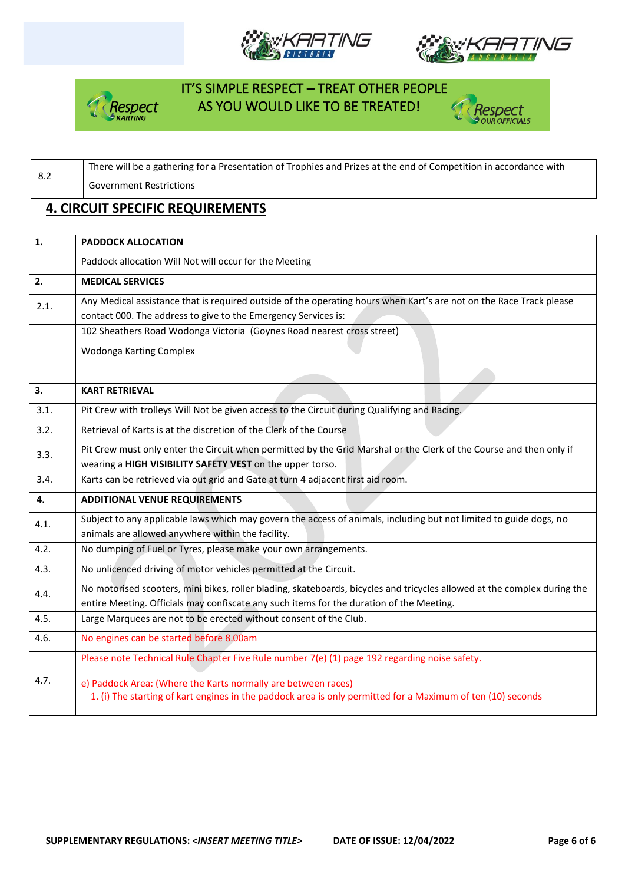IT'S SIMPLE RESPECT – TREAT OTHER PEOPLE AS YOU WOULD LIKE TO BE TREATED!

| | |
|---|---|
| 8.2 | There will be a gathering for a Presentation of Trophies and Prizes at the end of Competition in accordance with Government Restrictions |

## 4. CIRCUIT SPECIFIC REQUIREMENTS

| | |
|---|---|
| **1.** | **PADDOCK ALLOCATION** |
| | Paddock allocation Will Not will occur for the Meeting |
| **2.** | **MEDICAL SERVICES** |
| 2.1. | Any Medical assistance that is required outside of the operating hours when Kart's are not on the Race Track please contact 000. The address to give to the Emergency Services is: |
| | 102 Sheathers Road Wodonga Victoria (Goynes Road nearest cross street) |
| | Wodonga Karting Complex |
| | |
| **3.** | **KART RETRIEVAL** |
| 3.1. | Pit Crew with trolleys Will Not be given access to the Circuit during Qualifying and Racing. |
| 3.2. | Retrieval of Karts is at the discretion of the Clerk of the Course |
| 3.3. | Pit Crew must only enter the Circuit when permitted by the Grid Marshal or the Clerk of the Course and then only if wearing a **HIGH VISIBILITY SAFETY VEST** on the upper torso. |
| 3.4. | Karts can be retrieved via out grid and Gate at turn 4 adjacent first aid room. |
| **4.** | **ADDITIONAL VENUE REQUIREMENTS** |
| 4.1. | Subject to any applicable laws which may govern the access of animals, including but not limited to guide dogs, no animals are allowed anywhere within the facility. |
| 4.2. | No dumping of Fuel or Tyres, please make your own arrangements. |
| 4.3. | No unlicenced driving of motor vehicles permitted at the Circuit. |
| 4.4. | No motorised scooters, mini bikes, roller blading, skateboards, bicycles and tricycles allowed at the complex during the entire Meeting. Officials may confiscate any such items for the duration of the Meeting. |
| 4.5. | Large Marquees are not to be erected without consent of the Club. |
| 4.6. | No engines can be started before 8.00am |
| 4.7. | Please note Technical Rule Chapter Five Rule number 7(e) (1) page 192 regarding noise safety.<br><br>e) Paddock Area: (Where the Karts normally are between races)<br>1. (i) The starting of kart engines in the paddock area is only permitted for a Maximum of ten (10) seconds |